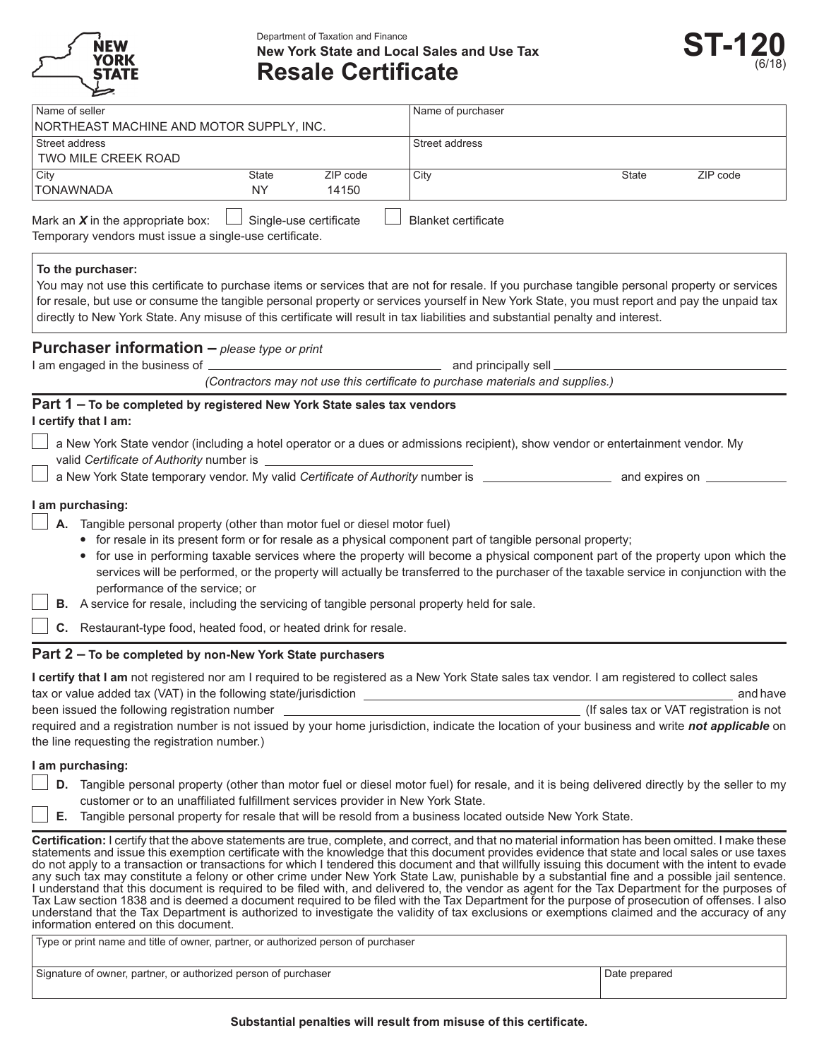Department of Taxation and Finance

**New York State and Local Sales and Use Tax**

# Resale Certificate

**ST-120** (6/18)

| Name of seller | Name of purchaser |
|---|---|
| NORTHEAST MACHINE AND MOTOR SUPPLY, INC. | |
| Street address: TWO MILE CREEK ROAD | Street address |
| City: TONAWNADA — State: NY — ZIP code: 14150 | City — State — ZIP code |

Mark an ***X*** in the appropriate box: ☐ Single-use certificate ☐ Blanket certificate

Temporary vendors must issue a single-use certificate.

**To the purchaser:**
You may not use this certificate to purchase items or services that are not for resale. If you purchase tangible personal property or services for resale, but use or consume the tangible personal property or services yourself in New York State, you must report and pay the unpaid tax directly to New York State. Any misuse of this certificate will result in tax liabilities and substantial penalty and interest.

## Purchaser information – *please type or print*

I am engaged in the business of ______________________ and principally sell ______________________

*(Contractors may not use this certificate to purchase materials and supplies.)*

## Part 1 – To be completed by registered New York State sales tax vendors

**I certify that I am:**

☐ a New York State vendor (including a hotel operator or a dues or admissions recipient), show vendor or entertainment vendor. My valid *Certificate of Authority* number is ______________________

☐ a New York State temporary vendor. My valid *Certificate of Authority* number is ____________ and expires on ____________

**I am purchasing:**

☐ **A.** Tangible personal property (other than motor fuel or diesel motor fuel)
- for resale in its present form or for resale as a physical component part of tangible personal property;
- for use in performing taxable services where the property will become a physical component part of the property upon which the services will be performed, or the property will actually be transferred to the purchaser of the taxable service in conjunction with the performance of the service; or

☐ **B.** A service for resale, including the servicing of tangible personal property held for sale.

☐ **C.** Restaurant-type food, heated food, or heated drink for resale.

## Part 2 – To be completed by non-New York State purchasers

**I certify that I am** not registered nor am I required to be registered as a New York State sales tax vendor. I am registered to collect sales tax or value added tax (VAT) in the following state/jurisdiction ______________________ and have been issued the following registration number ______________________ (If sales tax or VAT registration is not required and a registration number is not issued by your home jurisdiction, indicate the location of your business and write ***not applicable*** on the line requesting the registration number.)

**I am purchasing:**

☐ **D.** Tangible personal property (other than motor fuel or diesel motor fuel) for resale, and it is being delivered directly by the seller to my customer or to an unaffiliated fulfillment services provider in New York State.

☐ **E.** Tangible personal property for resale that will be resold from a business located outside New York State.

**Certification:** I certify that the above statements are true, complete, and correct, and that no material information has been omitted. I make these statements and issue this exemption certificate with the knowledge that this document provides evidence that state and local sales or use taxes do not apply to a transaction or transactions for which I tendered this document and that willfully issuing this document with the intent to evade any such tax may constitute a felony or other crime under New York State Law, punishable by a substantial fine and a possible jail sentence. I understand that this document is required to be filed with, and delivered to, the vendor as agent for the Tax Department for the purposes of Tax Law section 1838 and is deemed a document required to be filed with the Tax Department for the purpose of prosecution of offenses. I also understand that the Tax Department is authorized to investigate the validity of tax exclusions or exemptions claimed and the accuracy of any information entered on this document.

| Type or print name and title of owner, partner, or authorized person of purchaser | |
|---|---|
| Signature of owner, partner, or authorized person of purchaser | Date prepared |

**Substantial penalties will result from misuse of this certificate.**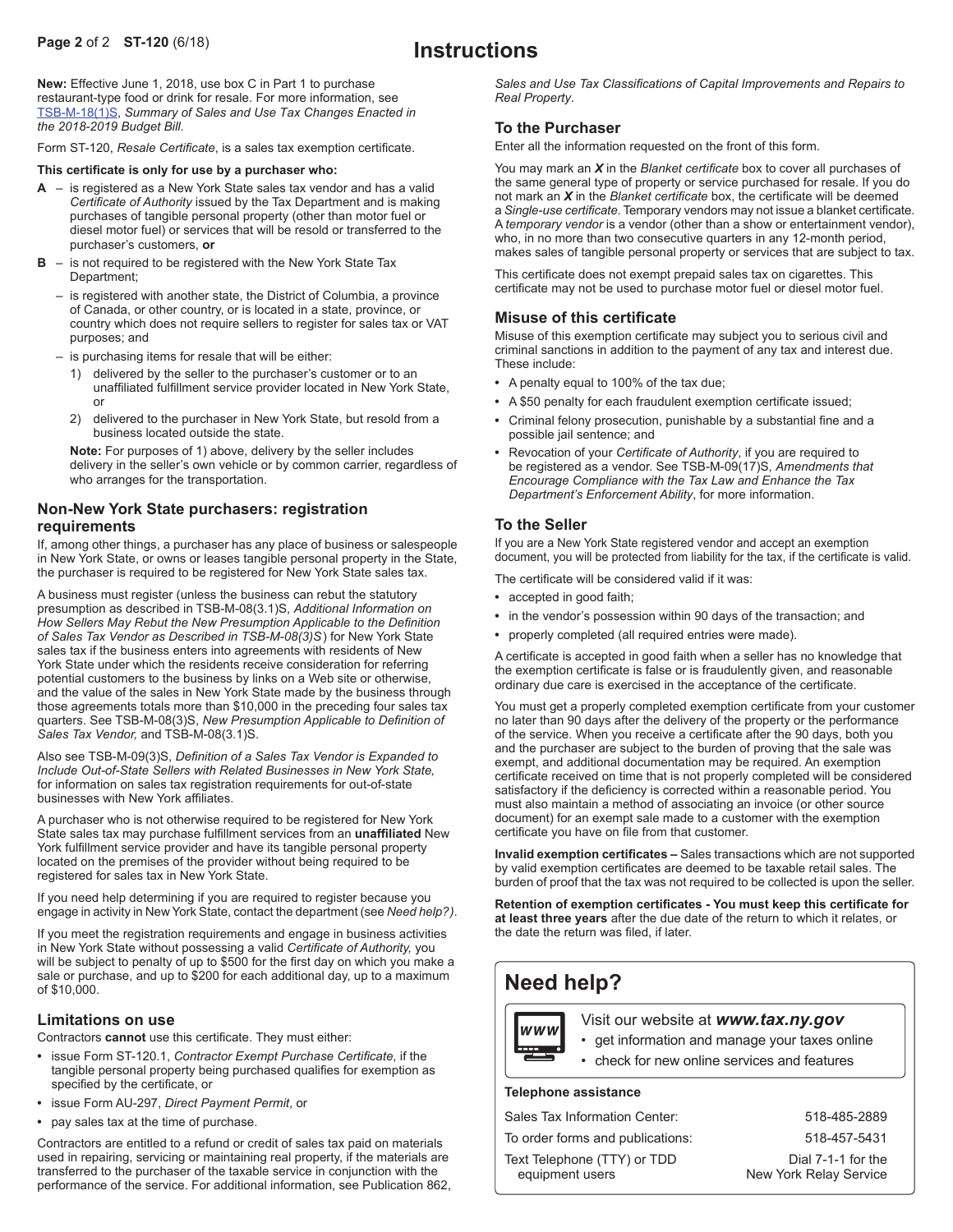# Instructions

**New:** Effective June 1, 2018, use box C in Part 1 to purchase restaurant-type food or drink for resale. For more information, see TSB-M-18(1)S, *Summary of Sales and Use Tax Changes Enacted in the 2018-2019 Budget Bill.*

Form ST-120, *Resale Certificate*, is a sales tax exemption certificate.

**This certificate is only for use by a purchaser who:**

**A** – is registered as a New York State sales tax vendor and has a valid *Certificate of Authority* issued by the Tax Department and is making purchases of tangible personal property (other than motor fuel or diesel motor fuel) or services that will be resold or transferred to the purchaser's customers, **or**

**B** – is not required to be registered with the New York State Tax Department;

– is registered with another state, the District of Columbia, a province of Canada, or other country, or is located in a state, province, or country which does not require sellers to register for sales tax or VAT purposes; and

– is purchasing items for resale that will be either:

1) delivered by the seller to the purchaser's customer or to an unaffiliated fulfillment service provider located in New York State, or
2) delivered to the purchaser in New York State, but resold from a business located outside the state.

**Note:** For purposes of 1) above, delivery by the seller includes delivery in the seller's own vehicle or by common carrier, regardless of who arranges for the transportation.

## Non-New York State purchasers: registration requirements

If, among other things, a purchaser has any place of business or salespeople in New York State, or owns or leases tangible personal property in the State, the purchaser is required to be registered for New York State sales tax.

A business must register (unless the business can rebut the statutory presumption as described in TSB-M-08(3.1)S, *Additional Information on How Sellers May Rebut the New Presumption Applicable to the Definition of Sales Tax Vendor as Described in TSB-M-08(3)S*) for New York State sales tax if the business enters into agreements with residents of New York State under which the residents receive consideration for referring potential customers to the business by links on a Web site or otherwise, and the value of the sales in New York State made by the business through those agreements totals more than $10,000 in the preceding four sales tax quarters. See TSB-M-08(3)S, *New Presumption Applicable to Definition of Sales Tax Vendor,* and TSB-M-08(3.1)S.

Also see TSB-M-09(3)S, *Definition of a Sales Tax Vendor is Expanded to Include Out-of-State Sellers with Related Businesses in New York State,* for information on sales tax registration requirements for out-of-state businesses with New York affiliates.

A purchaser who is not otherwise required to be registered for New York State sales tax may purchase fulfillment services from an **unaffiliated** New York fulfillment service provider and have its tangible personal property located on the premises of the provider without being required to be registered for sales tax in New York State.

If you need help determining if you are required to register because you engage in activity in New York State, contact the department (see *Need help?)*.

If you meet the registration requirements and engage in business activities in New York State without possessing a valid *Certificate of Authority,* you will be subject to penalty of up to $500 for the first day on which you make a sale or purchase, and up to $200 for each additional day, up to a maximum of $10,000.

## Limitations on use

Contractors **cannot** use this certificate. They must either:

- issue Form ST-120.1, *Contractor Exempt Purchase Certificate*, if the tangible personal property being purchased qualifies for exemption as specified by the certificate, or
- issue Form AU-297, *Direct Payment Permit*, or
- pay sales tax at the time of purchase.

Contractors are entitled to a refund or credit of sales tax paid on materials used in repairing, servicing or maintaining real property, if the materials are transferred to the purchaser of the taxable service in conjunction with the performance of the service. For additional information, see Publication 862, *Sales and Use Tax Classifications of Capital Improvements and Repairs to Real Property*.

## To the Purchaser

Enter all the information requested on the front of this form.

You may mark an ***X*** in the *Blanket certificate* box to cover all purchases of the same general type of property or service purchased for resale. If you do not mark an ***X*** in the *Blanket certificate* box, the certificate will be deemed a *Single-use certificate*. Temporary vendors may not issue a blanket certificate. A *temporary vendor* is a vendor (other than a show or entertainment vendor), who, in no more than two consecutive quarters in any 12-month period, makes sales of tangible personal property or services that are subject to tax.

This certificate does not exempt prepaid sales tax on cigarettes. This certificate may not be used to purchase motor fuel or diesel motor fuel.

## Misuse of this certificate

Misuse of this exemption certificate may subject you to serious civil and criminal sanctions in addition to the payment of any tax and interest due. These include:

- A penalty equal to 100% of the tax due;
- A $50 penalty for each fraudulent exemption certificate issued;
- Criminal felony prosecution, punishable by a substantial fine and a possible jail sentence; and
- Revocation of your *Certificate of Authority*, if you are required to be registered as a vendor. See TSB-M-09(17)S, *Amendments that Encourage Compliance with the Tax Law and Enhance the Tax Department's Enforcement Ability*, for more information.

## To the Seller

If you are a New York State registered vendor and accept an exemption document, you will be protected from liability for the tax, if the certificate is valid.

The certificate will be considered valid if it was:

- accepted in good faith;
- in the vendor's possession within 90 days of the transaction; and
- properly completed (all required entries were made).

A certificate is accepted in good faith when a seller has no knowledge that the exemption certificate is false or is fraudulently given, and reasonable ordinary due care is exercised in the acceptance of the certificate.

You must get a properly completed exemption certificate from your customer no later than 90 days after the delivery of the property or the performance of the service. When you receive a certificate after the 90 days, both you and the purchaser are subject to the burden of proving that the sale was exempt, and additional documentation may be required. An exemption certificate received on time that is not properly completed will be considered satisfactory if the deficiency is corrected within a reasonable period. You must also maintain a method of associating an invoice (or other source document) for an exempt sale made to a customer with the exemption certificate you have on file from that customer.

**Invalid exemption certificates –** Sales transactions which are not supported by valid exemption certificates are deemed to be taxable retail sales. The burden of proof that the tax was not required to be collected is upon the seller.

**Retention of exemption certificates - You must keep this certificate for at least three years** after the due date of the return to which it relates, or the date the return was filed, if later.

## Need help?

Visit our website at ***www.tax.ny.gov***

- get information and manage your taxes online
- check for new online services and features

**Telephone assistance**

| | |
|---|---|
| Sales Tax Information Center: | 518-485-2889 |
| To order forms and publications: | 518-457-5431 |
| Text Telephone (TTY) or TDD equipment users | Dial 7-1-1 for the New York Relay Service |